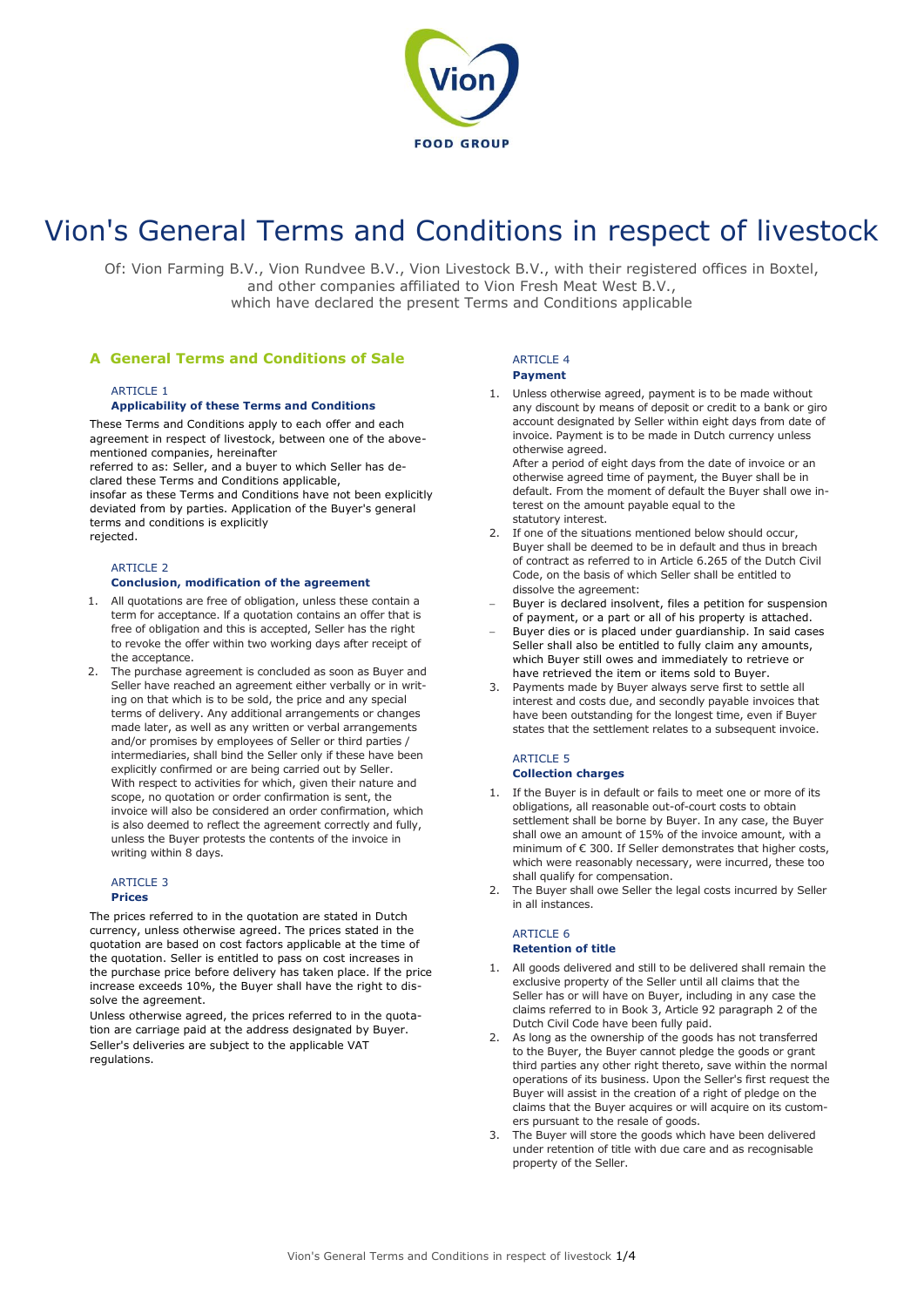# Vion's General Terms and Conditions in respect of livestock

Of: Vion Farming B.V., Vion Rundvee B.V., Vion Livestock B.V., with their registered offices in Boxtel, and other companies affiliated to Vion Fresh Meat West B.V., which have declared the present Terms and Conditions applicable

## A General Terms and Conditions of Sale

### ARTICLE 1
**Applicability of these Terms and Conditions**

These Terms and Conditions apply to each offer and each agreement in respect of livestock, between one of the above-mentioned companies, hereinafter referred to as: Seller, and a buyer to which Seller has declared these Terms and Conditions applicable, insofar as these Terms and Conditions have not been explicitly deviated from by parties. Application of the Buyer's general terms and conditions is explicitly rejected.

### ARTICLE 2
**Conclusion, modification of the agreement**

1. All quotations are free of obligation, unless these contain a term for acceptance. If a quotation contains an offer that is free of obligation and this is accepted, Seller has the right to revoke the offer within two working days after receipt of the acceptance.
2. The purchase agreement is concluded as soon as Buyer and Seller have reached an agreement either verbally or in writing on that which is to be sold, the price and any special terms of delivery. Any additional arrangements or changes made later, as well as any written or verbal arrangements and/or promises by employees of Seller or third parties / intermediaries, shall bind the Seller only if these have been explicitly confirmed or are being carried out by Seller. With respect to activities for which, given their nature and scope, no quotation or order confirmation is sent, the invoice will also be considered an order confirmation, which is also deemed to reflect the agreement correctly and fully, unless the Buyer protests the contents of the invoice in writing within 8 days.

### ARTICLE 3
**Prices**

The prices referred to in the quotation are stated in Dutch currency, unless otherwise agreed. The prices stated in the quotation are based on cost factors applicable at the time of the quotation. Seller is entitled to pass on cost increases in the purchase price before delivery has taken place. If the price increase exceeds 10%, the Buyer shall have the right to dissolve the agreement.

Unless otherwise agreed, the prices referred to in the quotation are carriage paid at the address designated by Buyer. Seller's deliveries are subject to the applicable VAT regulations.

### ARTICLE 4
**Payment**

1. Unless otherwise agreed, payment is to be made without any discount by means of deposit or credit to a bank or giro account designated by Seller within eight days from date of invoice. Payment is to be made in Dutch currency unless otherwise agreed.
   After a period of eight days from the date of invoice or an otherwise agreed time of payment, the Buyer shall be in default. From the moment of default the Buyer shall owe interest on the amount payable equal to the statutory interest.
2. If one of the situations mentioned below should occur, Buyer shall be deemed to be in default and thus in breach of contract as referred to in Article 6.265 of the Dutch Civil Code, on the basis of which Seller shall be entitled to dissolve the agreement:
   - Buyer is declared insolvent, files a petition for suspension of payment, or a part or all of his property is attached.
   - Buyer dies or is placed under guardianship. In said cases Seller shall also be entitled to fully claim any amounts, which Buyer still owes and immediately to retrieve or have retrieved the item or items sold to Buyer.
3. Payments made by Buyer always serve first to settle all interest and costs due, and secondly payable invoices that have been outstanding for the longest time, even if Buyer states that the settlement relates to a subsequent invoice.

### ARTICLE 5
**Collection charges**

1. If the Buyer is in default or fails to meet one or more of its obligations, all reasonable out-of-court costs to obtain settlement shall be borne by Buyer. In any case, the Buyer shall owe an amount of 15% of the invoice amount, with a minimum of € 300. If Seller demonstrates that higher costs, which were reasonably necessary, were incurred, these too shall qualify for compensation.
2. The Buyer shall owe Seller the legal costs incurred by Seller in all instances.

### ARTICLE 6
**Retention of title**

1. All goods delivered and still to be delivered shall remain the exclusive property of the Seller until all claims that the Seller has or will have on Buyer, including in any case the claims referred to in Book 3, Article 92 paragraph 2 of the Dutch Civil Code have been fully paid.
2. As long as the ownership of the goods has not transferred to the Buyer, the Buyer cannot pledge the goods or grant third parties any other right thereto, save within the normal operations of its business. Upon the Seller's first request the Buyer will assist in the creation of a right of pledge on the claims that the Buyer acquires or will acquire on its customers pursuant to the resale of goods.
3. The Buyer will store the goods which have been delivered under retention of title with due care and as recognisable property of the Seller.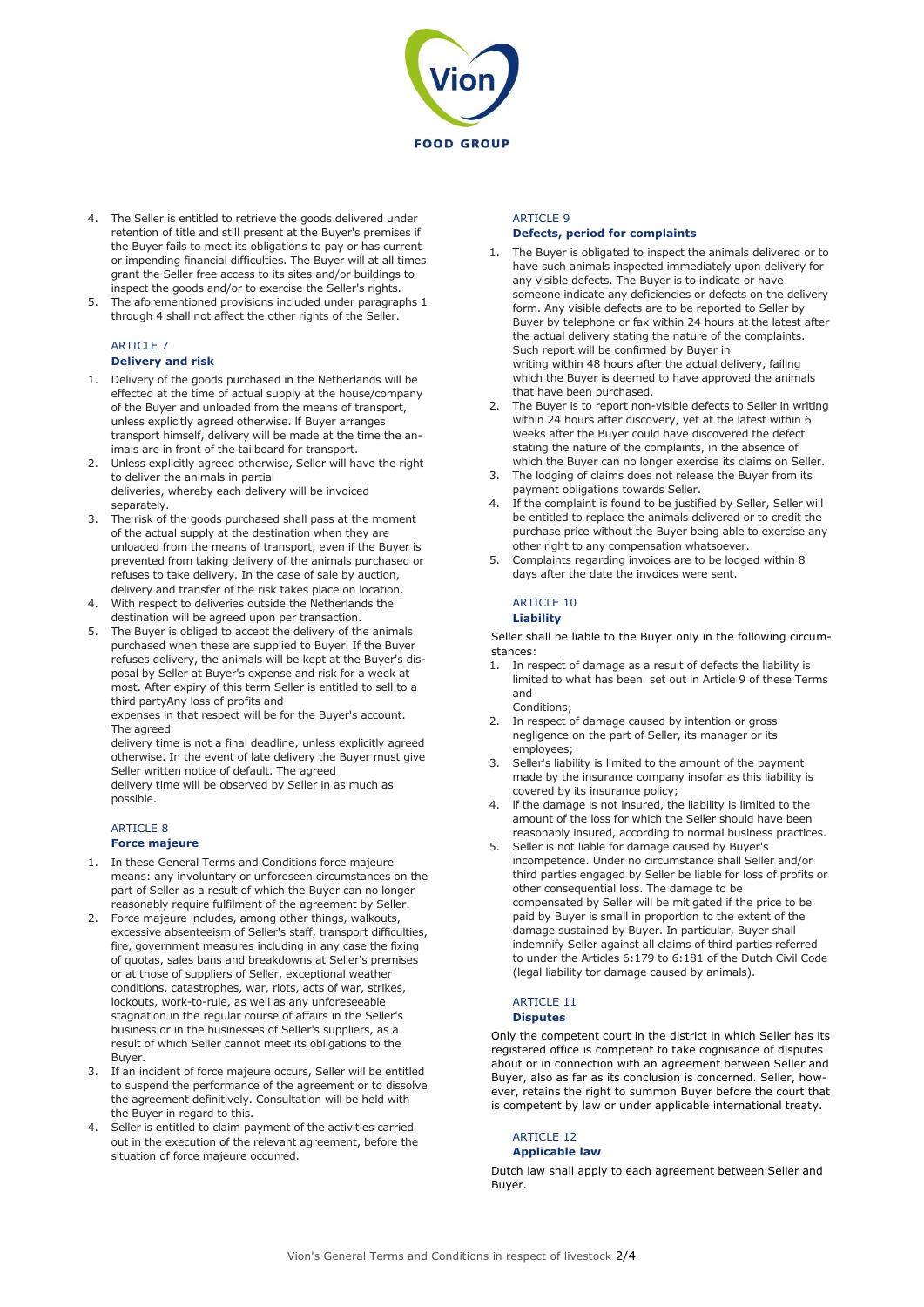4. The Seller is entitled to retrieve the goods delivered under retention of title and still present at the Buyer's premises if the Buyer fails to meet its obligations to pay or has current or impending financial difficulties. The Buyer will at all times grant the Seller free access to its sites and/or buildings to inspect the goods and/or to exercise the Seller's rights.
5. The aforementioned provisions included under paragraphs 1 through 4 shall not affect the other rights of the Seller.

## ARTICLE 7
### Delivery and risk

1. Delivery of the goods purchased in the Netherlands will be effected at the time of actual supply at the house/company of the Buyer and unloaded from the means of transport, unless explicitly agreed otherwise. If Buyer arranges transport himself, delivery will be made at the time the animals are in front of the tailboard for transport.
2. Unless explicitly agreed otherwise, Seller will have the right to deliver the animals in partial deliveries, whereby each delivery will be invoiced separately.
3. The risk of the goods purchased shall pass at the moment of the actual supply at the destination when they are unloaded from the means of transport, even if the Buyer is prevented from taking delivery of the animals purchased or refuses to take delivery. In the case of sale by auction, delivery and transfer of the risk takes place on location.
4. With respect to deliveries outside the Netherlands the destination will be agreed upon per transaction.
5. The Buyer is obliged to accept the delivery of the animals purchased when these are supplied to Buyer. If the Buyer refuses delivery, the animals will be kept at the Buyer's disposal by Seller at Buyer's expense and risk for a week at most. After expiry of this term Seller is entitled to sell to a third partyAny loss of profits and expenses in that respect will be for the Buyer's account. The agreed delivery time is not a final deadline, unless explicitly agreed otherwise. In the event of late delivery the Buyer must give Seller written notice of default. The agreed delivery time will be observed by Seller in as much as possible.

## ARTICLE 8
### Force majeure

1. In these General Terms and Conditions force majeure means: any involuntary or unforeseen circumstances on the part of Seller as a result of which the Buyer can no longer reasonably require fulfilment of the agreement by Seller.
2. Force majeure includes, among other things, walkouts, excessive absenteeism of Seller's staff, transport difficulties, fire, government measures including in any case the fixing of quotas, sales bans and breakdowns at Seller's premises or at those of suppliers of Seller, exceptional weather conditions, catastrophes, war, riots, acts of war, strikes, lockouts, work-to-rule, as well as any unforeseeable stagnation in the regular course of affairs in the Seller's business or in the businesses of Seller's suppliers, as a result of which Seller cannot meet its obligations to the Buyer.
3. If an incident of force majeure occurs, Seller will be entitled to suspend the performance of the agreement or to dissolve the agreement definitively. Consultation will be held with the Buyer in regard to this.
4. Seller is entitled to claim payment of the activities carried out in the execution of the relevant agreement, before the situation of force majeure occurred.

## ARTICLE 9
### Defects, period for complaints

1. The Buyer is obligated to inspect the animals delivered or to have such animals inspected immediately upon delivery for any visible defects. The Buyer is to indicate or have someone indicate any deficiencies or defects on the delivery form. Any visible defects are to be reported to Seller by Buyer by telephone or fax within 24 hours at the latest after the actual delivery stating the nature of the complaints. Such report will be confirmed by Buyer in writing within 48 hours after the actual delivery, failing which the Buyer is deemed to have approved the animals that have been purchased.
2. The Buyer is to report non-visible defects to Seller in writing within 24 hours after discovery, yet at the latest within 6 weeks after the Buyer could have discovered the defect stating the nature of the complaints, in the absence of which the Buyer can no longer exercise its claims on Seller.
3. The lodging of claims does not release the Buyer from its payment obligations towards Seller.
4. If the complaint is found to be justified by Seller, Seller will be entitled to replace the animals delivered or to credit the purchase price without the Buyer being able to exercise any other right to any compensation whatsoever.
5. Complaints regarding invoices are to be lodged within 8 days after the date the invoices were sent.

## ARTICLE 10
### Liability

Seller shall be liable to the Buyer only in the following circumstances:

1. In respect of damage as a result of defects the liability is limited to what has been set out in Article 9 of these Terms and Conditions;
2. In respect of damage caused by intention or gross negligence on the part of Seller, its manager or its employees;
3. Seller's liability is limited to the amount of the payment made by the insurance company insofar as this liability is covered by its insurance policy;
4. If the damage is not insured, the liability is limited to the amount of the loss for which the Seller should have been reasonably insured, according to normal business practices.
5. Seller is not liable for damage caused by Buyer's incompetence. Under no circumstance shall Seller and/or third parties engaged by Seller be liable for loss of profits or other consequential loss. The damage to be compensated by Seller will be mitigated if the price to be paid by Buyer is small in proportion to the extent of the damage sustained by Buyer. In particular, Buyer shall indemnify Seller against all claims of third parties referred to under the Articles 6:179 to 6:181 of the Dutch Civil Code (legal liability tor damage caused by animals).

## ARTICLE 11
### Disputes

Only the competent court in the district in which Seller has its registered office is competent to take cognisance of disputes about or in connection with an agreement between Seller and Buyer, also as far as its conclusion is concerned. Seller, however, retains the right to summon Buyer before the court that is competent by law or under applicable international treaty.

## ARTICLE 12
### Applicable law

Dutch law shall apply to each agreement between Seller and Buyer.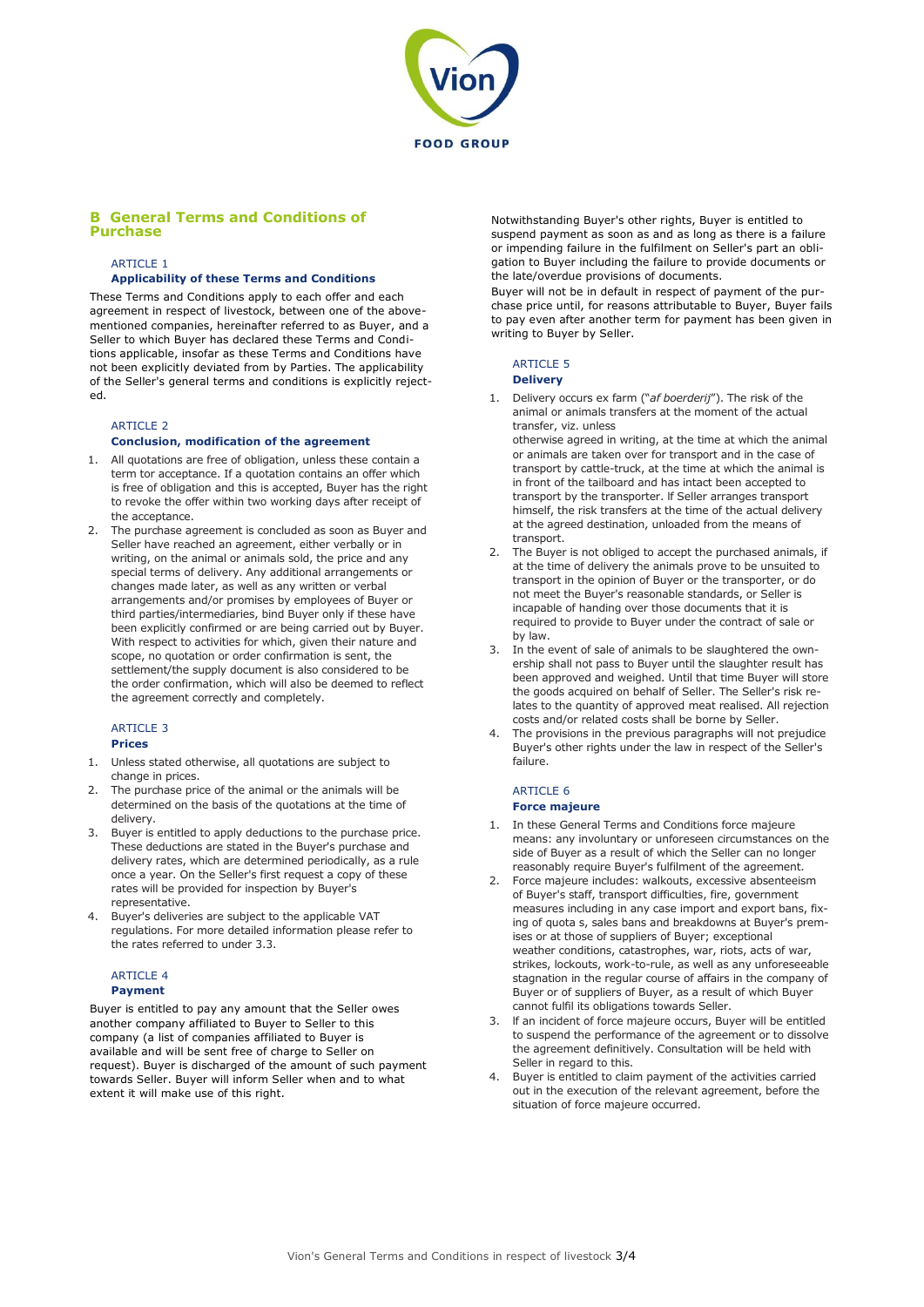## B General Terms and Conditions of Purchase

### ARTICLE 1
**Applicability of these Terms and Conditions**

These Terms and Conditions apply to each offer and each agreement in respect of livestock, between one of the above-mentioned companies, hereinafter referred to as Buyer, and a Seller to which Buyer has declared these Terms and Conditions applicable, insofar as these Terms and Conditions have not been explicitly deviated from by Parties. The applicability of the Seller's general terms and conditions is explicitly rejected.

### ARTICLE 2
**Conclusion, modification of the agreement**

1. All quotations are free of obligation, unless these contain a term tor acceptance. If a quotation contains an offer which is free of obligation and this is accepted, Buyer has the right to revoke the offer within two working days after receipt of the acceptance.
2. The purchase agreement is concluded as soon as Buyer and Seller have reached an agreement, either verbally or in writing, on the animal or animals sold, the price and any special terms of delivery. Any additional arrangements or changes made later, as well as any written or verbal arrangements and/or promises by employees of Buyer or third parties/intermediaries, bind Buyer only if these have been explicitly confirmed or are being carried out by Buyer. With respect to activities for which, given their nature and scope, no quotation or order confirmation is sent, the settlement/the supply document is also considered to be the order confirmation, which will also be deemed to reflect the agreement correctly and completely.

### ARTICLE 3
**Prices**

1. Unless stated otherwise, all quotations are subject to change in prices.
2. The purchase price of the animal or the animals will be determined on the basis of the quotations at the time of delivery.
3. Buyer is entitled to apply deductions to the purchase price. These deductions are stated in the Buyer's purchase and delivery rates, which are determined periodically, as a rule once a year. On the Seller's first request a copy of these rates will be provided for inspection by Buyer's representative.
4. Buyer's deliveries are subject to the applicable VAT regulations. For more detailed information please refer to the rates referred to under 3.3.

### ARTICLE 4
**Payment**

Buyer is entitled to pay any amount that the Seller owes another company affiliated to Buyer to Seller to this company (a list of companies affiliated to Buyer is available and will be sent free of charge to Seller on request). Buyer is discharged of the amount of such payment towards Seller. Buyer will inform Seller when and to what extent it will make use of this right.

Notwithstanding Buyer's other rights, Buyer is entitled to suspend payment as soon as and as long as there is a failure or impending failure in the fulfilment on Seller's part an obligation to Buyer including the failure to provide documents or the late/overdue provisions of documents.

Buyer will not be in default in respect of payment of the purchase price until, for reasons attributable to Buyer, Buyer fails to pay even after another term for payment has been given in writing to Buyer by Seller.

### ARTICLE 5
**Delivery**

1. Delivery occurs ex farm ("*af boerderij*"). The risk of the animal or animals transfers at the moment of the actual transfer, viz. unless otherwise agreed in writing, at the time at which the animal or animals are taken over for transport and in the case of transport by cattle-truck, at the time at which the animal is in front of the tailboard and has intact been accepted to transport by the transporter. If Seller arranges transport himself, the risk transfers at the time of the actual delivery at the agreed destination, unloaded from the means of transport.
2. The Buyer is not obliged to accept the purchased animals, if at the time of delivery the animals prove to be unsuited to transport in the opinion of Buyer or the transporter, or do not meet the Buyer's reasonable standards, or Seller is incapable of handing over those documents that it is required to provide to Buyer under the contract of sale or by law.
3. In the event of sale of animals to be slaughtered the ownership shall not pass to Buyer until the slaughter result has been approved and weighed. Until that time Buyer will store the goods acquired on behalf of Seller. The Seller's risk relates to the quantity of approved meat realised. All rejection costs and/or related costs shall be borne by Seller.
4. The provisions in the previous paragraphs will not prejudice Buyer's other rights under the law in respect of the Seller's failure.

### ARTICLE 6
**Force majeure**

1. In these General Terms and Conditions force majeure means: any involuntary or unforeseen circumstances on the side of Buyer as a result of which the Seller can no longer reasonably require Buyer's fulfilment of the agreement.
2. Force majeure includes: walkouts, excessive absenteeism of Buyer's staff, transport difficulties, fire, government measures including in any case import and export bans, fixing of quota s, sales bans and breakdowns at Buyer's premises or at those of suppliers of Buyer; exceptional weather conditions, catastrophes, war, riots, acts of war, strikes, lockouts, work-to-rule, as well as any unforeseeable stagnation in the regular course of affairs in the company of Buyer or of suppliers of Buyer, as a result of which Buyer cannot fulfil its obligations towards Seller.
3. If an incident of force majeure occurs, Buyer will be entitled to suspend the performance of the agreement or to dissolve the agreement definitively. Consultation will be held with Seller in regard to this.
4. Buyer is entitled to claim payment of the activities carried out in the execution of the relevant agreement, before the situation of force majeure occurred.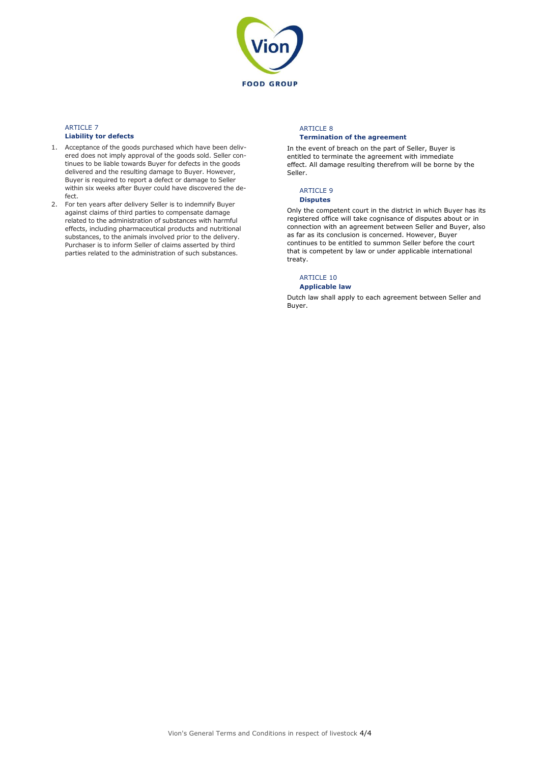## ARTICLE 7
**Liability tor defects**

1. Acceptance of the goods purchased which have been delivered does not imply approval of the goods sold. Seller continues to be liable towards Buyer for defects in the goods delivered and the resulting damage to Buyer. However, Buyer is required to report a defect or damage to Seller within six weeks after Buyer could have discovered the defect.
2. For ten years after delivery Seller is to indemnify Buyer against claims of third parties to compensate damage related to the administration of substances with harmful effects, including pharmaceutical products and nutritional substances, to the animals involved prior to the delivery. Purchaser is to inform Seller of claims asserted by third parties related to the administration of such substances.

## ARTICLE 8
**Termination of the agreement**

In the event of breach on the part of Seller, Buyer is entitled to terminate the agreement with immediate effect. All damage resulting therefrom will be borne by the Seller.

## ARTICLE 9
**Disputes**

Only the competent court in the district in which Buyer has its registered office will take cognisance of disputes about or in connection with an agreement between Seller and Buyer, also as far as its conclusion is concerned. However, Buyer continues to be entitled to summon Seller before the court that is competent by law or under applicable international treaty.

## ARTICLE 10
**Applicable law**

Dutch law shall apply to each agreement between Seller and Buyer.